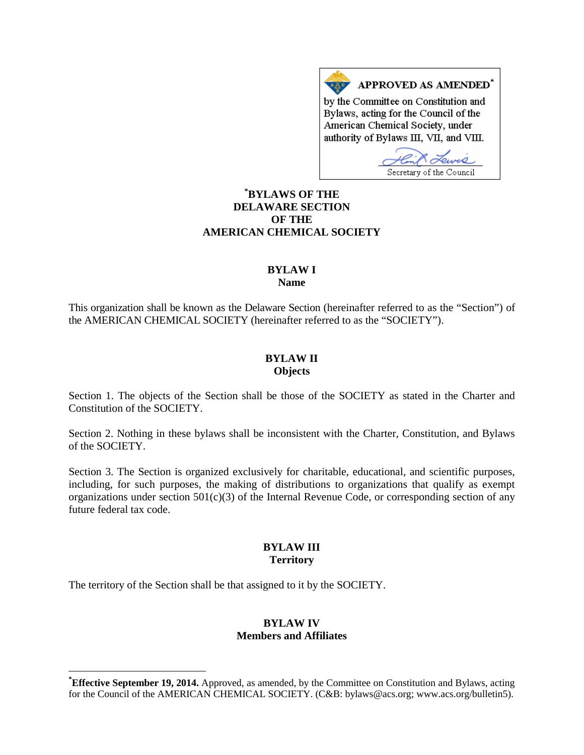**APPROVED AS AMENDED[*]**

by the Committee on Constitution and Bylaws, acting for the Council of the American Chemical Society, under authority of Bylaws III, VII, and VIII.

Secretary of the Council

# [*]BYLAWS OF THE DELAWARE SECTION OF THE AMERICAN CHEMICAL SOCIETY

## BYLAW I
## Name

This organization shall be known as the Delaware Section (hereinafter referred to as the "Section") of the AMERICAN CHEMICAL SOCIETY (hereinafter referred to as the "SOCIETY").

## BYLAW II
## Objects

Section 1. The objects of the Section shall be those of the SOCIETY as stated in the Charter and Constitution of the SOCIETY.

Section 2. Nothing in these bylaws shall be inconsistent with the Charter, Constitution, and Bylaws of the SOCIETY.

Section 3. The Section is organized exclusively for charitable, educational, and scientific purposes, including, for such purposes, the making of distributions to organizations that qualify as exempt organizations under section 501(c)(3) of the Internal Revenue Code, or corresponding section of any future federal tax code.

## BYLAW III
## Territory

The territory of the Section shall be that assigned to it by the SOCIETY.

## BYLAW IV
## Members and Affiliates

---

[*]**Effective September 19, 2014.** Approved, as amended, by the Committee on Constitution and Bylaws, acting for the Council of the AMERICAN CHEMICAL SOCIETY. (C&B: bylaws@acs.org; www.acs.org/bulletin5).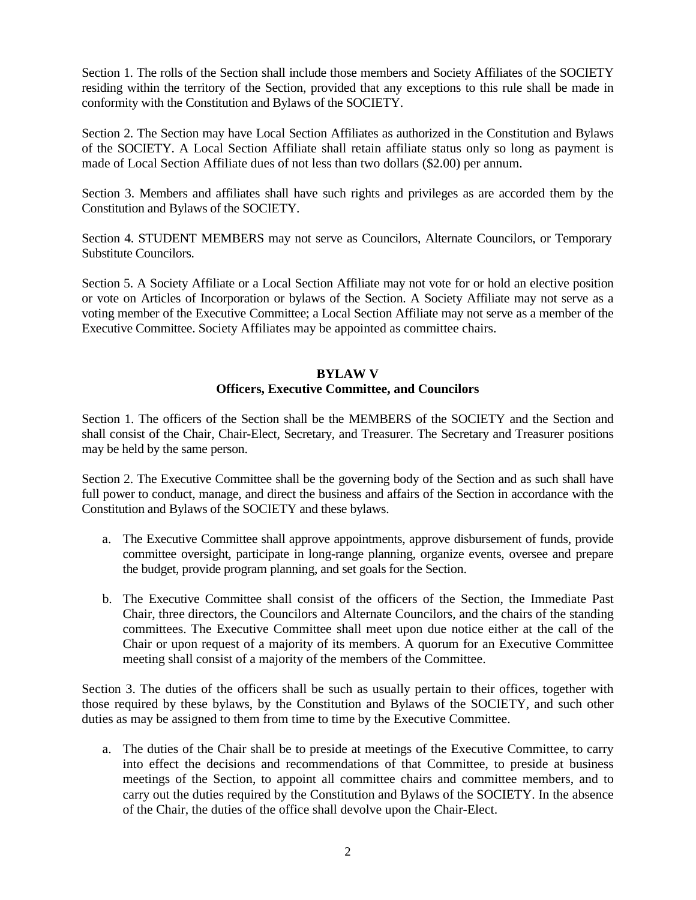Section 1. The rolls of the Section shall include those members and Society Affiliates of the SOCIETY residing within the territory of the Section, provided that any exceptions to this rule shall be made in conformity with the Constitution and Bylaws of the SOCIETY.

Section 2. The Section may have Local Section Affiliates as authorized in the Constitution and Bylaws of the SOCIETY. A Local Section Affiliate shall retain affiliate status only so long as payment is made of Local Section Affiliate dues of not less than two dollars ($2.00) per annum.

Section 3. Members and affiliates shall have such rights and privileges as are accorded them by the Constitution and Bylaws of the SOCIETY.

Section 4. STUDENT MEMBERS may not serve as Councilors, Alternate Councilors, or Temporary Substitute Councilors.

Section 5. A Society Affiliate or a Local Section Affiliate may not vote for or hold an elective position or vote on Articles of Incorporation or bylaws of the Section. A Society Affiliate may not serve as a voting member of the Executive Committee; a Local Section Affiliate may not serve as a member of the Executive Committee. Society Affiliates may be appointed as committee chairs.

## BYLAW V
## Officers, Executive Committee, and Councilors

Section 1. The officers of the Section shall be the MEMBERS of the SOCIETY and the Section and shall consist of the Chair, Chair-Elect, Secretary, and Treasurer. The Secretary and Treasurer positions may be held by the same person.

Section 2. The Executive Committee shall be the governing body of the Section and as such shall have full power to conduct, manage, and direct the business and affairs of the Section in accordance with the Constitution and Bylaws of the SOCIETY and these bylaws.

a. The Executive Committee shall approve appointments, approve disbursement of funds, provide committee oversight, participate in long-range planning, organize events, oversee and prepare the budget, provide program planning, and set goals for the Section.

b. The Executive Committee shall consist of the officers of the Section, the Immediate Past Chair, three directors, the Councilors and Alternate Councilors, and the chairs of the standing committees. The Executive Committee shall meet upon due notice either at the call of the Chair or upon request of a majority of its members. A quorum for an Executive Committee meeting shall consist of a majority of the members of the Committee.

Section 3. The duties of the officers shall be such as usually pertain to their offices, together with those required by these bylaws, by the Constitution and Bylaws of the SOCIETY, and such other duties as may be assigned to them from time to time by the Executive Committee.

a. The duties of the Chair shall be to preside at meetings of the Executive Committee, to carry into effect the decisions and recommendations of that Committee, to preside at business meetings of the Section, to appoint all committee chairs and committee members, and to carry out the duties required by the Constitution and Bylaws of the SOCIETY. In the absence of the Chair, the duties of the office shall devolve upon the Chair-Elect.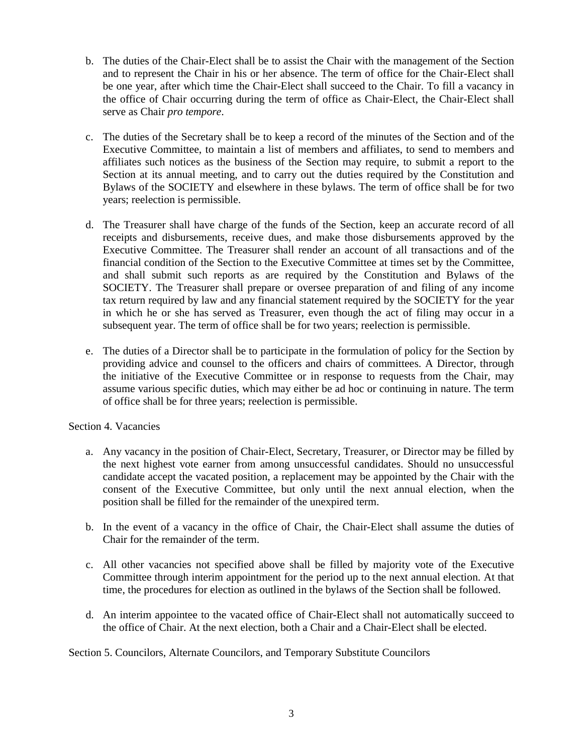b. The duties of the Chair-Elect shall be to assist the Chair with the management of the Section and to represent the Chair in his or her absence. The term of office for the Chair-Elect shall be one year, after which time the Chair-Elect shall succeed to the Chair. To fill a vacancy in the office of Chair occurring during the term of office as Chair-Elect, the Chair-Elect shall serve as Chair *pro tempore*.

c. The duties of the Secretary shall be to keep a record of the minutes of the Section and of the Executive Committee, to maintain a list of members and affiliates, to send to members and affiliates such notices as the business of the Section may require, to submit a report to the Section at its annual meeting, and to carry out the duties required by the Constitution and Bylaws of the SOCIETY and elsewhere in these bylaws. The term of office shall be for two years; reelection is permissible.

d. The Treasurer shall have charge of the funds of the Section, keep an accurate record of all receipts and disbursements, receive dues, and make those disbursements approved by the Executive Committee. The Treasurer shall render an account of all transactions and of the financial condition of the Section to the Executive Committee at times set by the Committee, and shall submit such reports as are required by the Constitution and Bylaws of the SOCIETY. The Treasurer shall prepare or oversee preparation of and filing of any income tax return required by law and any financial statement required by the SOCIETY for the year in which he or she has served as Treasurer, even though the act of filing may occur in a subsequent year. The term of office shall be for two years; reelection is permissible.

e. The duties of a Director shall be to participate in the formulation of policy for the Section by providing advice and counsel to the officers and chairs of committees. A Director, through the initiative of the Executive Committee or in response to requests from the Chair, may assume various specific duties, which may either be ad hoc or continuing in nature. The term of office shall be for three years; reelection is permissible.

Section 4. Vacancies

a. Any vacancy in the position of Chair-Elect, Secretary, Treasurer, or Director may be filled by the next highest vote earner from among unsuccessful candidates. Should no unsuccessful candidate accept the vacated position, a replacement may be appointed by the Chair with the consent of the Executive Committee, but only until the next annual election, when the position shall be filled for the remainder of the unexpired term.

b. In the event of a vacancy in the office of Chair, the Chair-Elect shall assume the duties of Chair for the remainder of the term.

c. All other vacancies not specified above shall be filled by majority vote of the Executive Committee through interim appointment for the period up to the next annual election. At that time, the procedures for election as outlined in the bylaws of the Section shall be followed.

d. An interim appointee to the vacated office of Chair-Elect shall not automatically succeed to the office of Chair. At the next election, both a Chair and a Chair-Elect shall be elected.

Section 5. Councilors, Alternate Councilors, and Temporary Substitute Councilors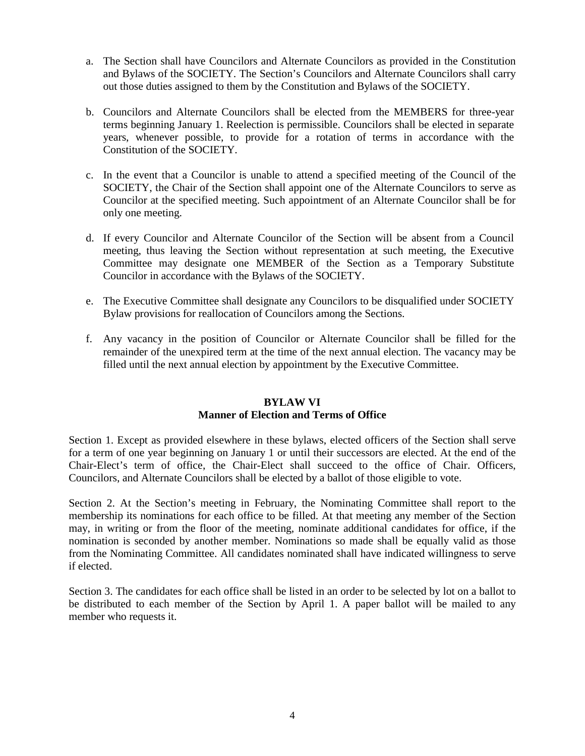a. The Section shall have Councilors and Alternate Councilors as provided in the Constitution and Bylaws of the SOCIETY. The Section's Councilors and Alternate Councilors shall carry out those duties assigned to them by the Constitution and Bylaws of the SOCIETY.

b. Councilors and Alternate Councilors shall be elected from the MEMBERS for three-year terms beginning January 1. Reelection is permissible. Councilors shall be elected in separate years, whenever possible, to provide for a rotation of terms in accordance with the Constitution of the SOCIETY.

c. In the event that a Councilor is unable to attend a specified meeting of the Council of the SOCIETY, the Chair of the Section shall appoint one of the Alternate Councilors to serve as Councilor at the specified meeting. Such appointment of an Alternate Councilor shall be for only one meeting.

d. If every Councilor and Alternate Councilor of the Section will be absent from a Council meeting, thus leaving the Section without representation at such meeting, the Executive Committee may designate one MEMBER of the Section as a Temporary Substitute Councilor in accordance with the Bylaws of the SOCIETY.

e. The Executive Committee shall designate any Councilors to be disqualified under SOCIETY Bylaw provisions for reallocation of Councilors among the Sections.

f. Any vacancy in the position of Councilor or Alternate Councilor shall be filled for the remainder of the unexpired term at the time of the next annual election. The vacancy may be filled until the next annual election by appointment by the Executive Committee.

## BYLAW VI
## Manner of Election and Terms of Office

Section 1. Except as provided elsewhere in these bylaws, elected officers of the Section shall serve for a term of one year beginning on January 1 or until their successors are elected. At the end of the Chair-Elect's term of office, the Chair-Elect shall succeed to the office of Chair. Officers, Councilors, and Alternate Councilors shall be elected by a ballot of those eligible to vote.

Section 2. At the Section's meeting in February, the Nominating Committee shall report to the membership its nominations for each office to be filled. At that meeting any member of the Section may, in writing or from the floor of the meeting, nominate additional candidates for office, if the nomination is seconded by another member. Nominations so made shall be equally valid as those from the Nominating Committee. All candidates nominated shall have indicated willingness to serve if elected.

Section 3. The candidates for each office shall be listed in an order to be selected by lot on a ballot to be distributed to each member of the Section by April 1. A paper ballot will be mailed to any member who requests it.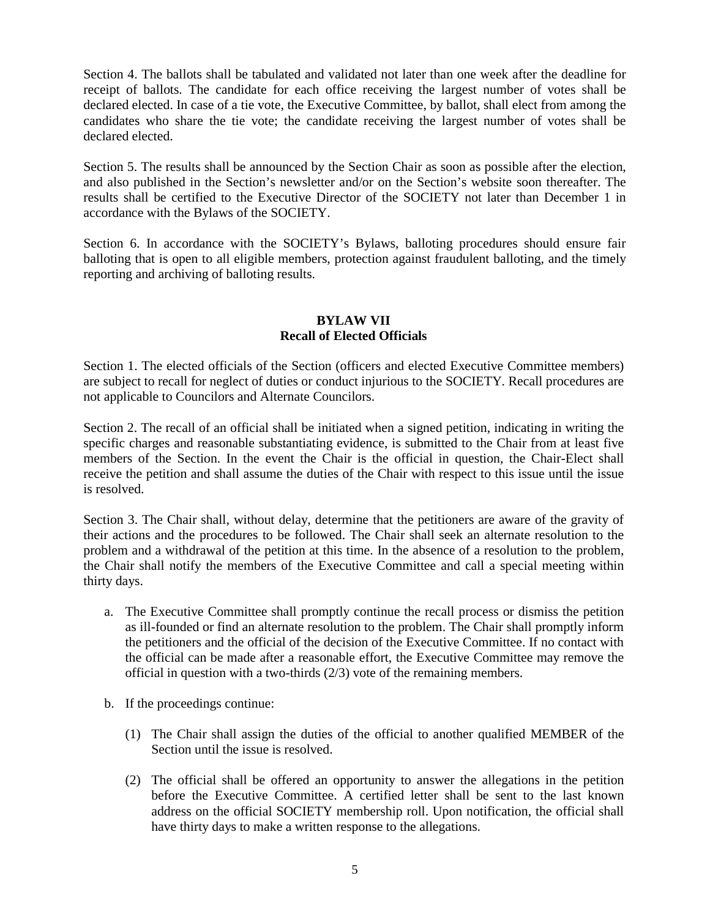Section 4. The ballots shall be tabulated and validated not later than one week after the deadline for receipt of ballots. The candidate for each office receiving the largest number of votes shall be declared elected. In case of a tie vote, the Executive Committee, by ballot, shall elect from among the candidates who share the tie vote; the candidate receiving the largest number of votes shall be declared elected.

Section 5. The results shall be announced by the Section Chair as soon as possible after the election, and also published in the Section's newsletter and/or on the Section's website soon thereafter. The results shall be certified to the Executive Director of the SOCIETY not later than December 1 in accordance with the Bylaws of the SOCIETY.

Section 6. In accordance with the SOCIETY's Bylaws, balloting procedures should ensure fair balloting that is open to all eligible members, protection against fraudulent balloting, and the timely reporting and archiving of balloting results.

## BYLAW VII
## Recall of Elected Officials

Section 1. The elected officials of the Section (officers and elected Executive Committee members) are subject to recall for neglect of duties or conduct injurious to the SOCIETY. Recall procedures are not applicable to Councilors and Alternate Councilors.

Section 2. The recall of an official shall be initiated when a signed petition, indicating in writing the specific charges and reasonable substantiating evidence, is submitted to the Chair from at least five members of the Section. In the event the Chair is the official in question, the Chair-Elect shall receive the petition and shall assume the duties of the Chair with respect to this issue until the issue is resolved.

Section 3. The Chair shall, without delay, determine that the petitioners are aware of the gravity of their actions and the procedures to be followed. The Chair shall seek an alternate resolution to the problem and a withdrawal of the petition at this time. In the absence of a resolution to the problem, the Chair shall notify the members of the Executive Committee and call a special meeting within thirty days.

a. The Executive Committee shall promptly continue the recall process or dismiss the petition as ill-founded or find an alternate resolution to the problem. The Chair shall promptly inform the petitioners and the official of the decision of the Executive Committee. If no contact with the official can be made after a reasonable effort, the Executive Committee may remove the official in question with a two-thirds (2/3) vote of the remaining members.

b. If the proceedings continue:

   (1) The Chair shall assign the duties of the official to another qualified MEMBER of the Section until the issue is resolved.

   (2) The official shall be offered an opportunity to answer the allegations in the petition before the Executive Committee. A certified letter shall be sent to the last known address on the official SOCIETY membership roll. Upon notification, the official shall have thirty days to make a written response to the allegations.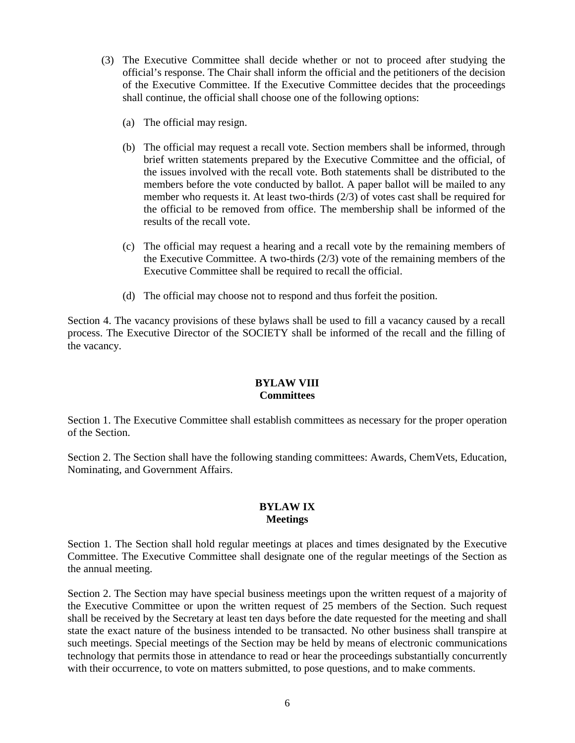(3) The Executive Committee shall decide whether or not to proceed after studying the official's response. The Chair shall inform the official and the petitioners of the decision of the Executive Committee. If the Executive Committee decides that the proceedings shall continue, the official shall choose one of the following options:

   (a) The official may resign.

   (b) The official may request a recall vote. Section members shall be informed, through brief written statements prepared by the Executive Committee and the official, of the issues involved with the recall vote. Both statements shall be distributed to the members before the vote conducted by ballot. A paper ballot will be mailed to any member who requests it. At least two-thirds (2/3) of votes cast shall be required for the official to be removed from office. The membership shall be informed of the results of the recall vote.

   (c) The official may request a hearing and a recall vote by the remaining members of the Executive Committee. A two-thirds (2/3) vote of the remaining members of the Executive Committee shall be required to recall the official.

   (d) The official may choose not to respond and thus forfeit the position.

Section 4. The vacancy provisions of these bylaws shall be used to fill a vacancy caused by a recall process. The Executive Director of the SOCIETY shall be informed of the recall and the filling of the vacancy.

## BYLAW VIII
## Committees

Section 1. The Executive Committee shall establish committees as necessary for the proper operation of the Section.

Section 2. The Section shall have the following standing committees: Awards, ChemVets, Education, Nominating, and Government Affairs.

## BYLAW IX
## Meetings

Section 1. The Section shall hold regular meetings at places and times designated by the Executive Committee. The Executive Committee shall designate one of the regular meetings of the Section as the annual meeting.

Section 2. The Section may have special business meetings upon the written request of a majority of the Executive Committee or upon the written request of 25 members of the Section. Such request shall be received by the Secretary at least ten days before the date requested for the meeting and shall state the exact nature of the business intended to be transacted. No other business shall transpire at such meetings. Special meetings of the Section may be held by means of electronic communications technology that permits those in attendance to read or hear the proceedings substantially concurrently with their occurrence, to vote on matters submitted, to pose questions, and to make comments.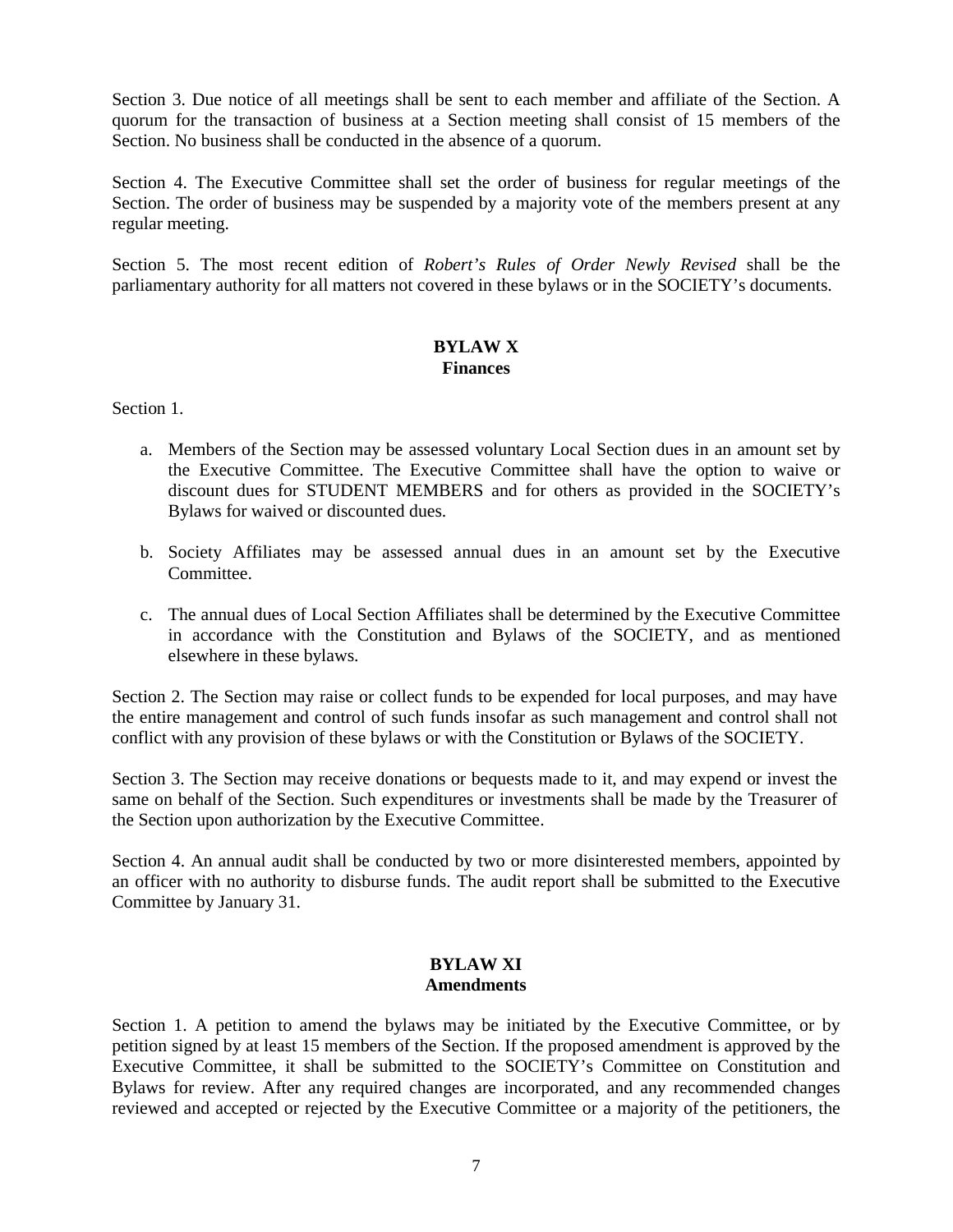Section 3. Due notice of all meetings shall be sent to each member and affiliate of the Section. A quorum for the transaction of business at a Section meeting shall consist of 15 members of the Section. No business shall be conducted in the absence of a quorum.

Section 4. The Executive Committee shall set the order of business for regular meetings of the Section. The order of business may be suspended by a majority vote of the members present at any regular meeting.

Section 5. The most recent edition of *Robert's Rules of Order Newly Revised* shall be the parliamentary authority for all matters not covered in these bylaws or in the SOCIETY's documents.

## BYLAW X
## Finances

Section 1.

a. Members of the Section may be assessed voluntary Local Section dues in an amount set by the Executive Committee. The Executive Committee shall have the option to waive or discount dues for STUDENT MEMBERS and for others as provided in the SOCIETY's Bylaws for waived or discounted dues.

b. Society Affiliates may be assessed annual dues in an amount set by the Executive Committee.

c. The annual dues of Local Section Affiliates shall be determined by the Executive Committee in accordance with the Constitution and Bylaws of the SOCIETY, and as mentioned elsewhere in these bylaws.

Section 2. The Section may raise or collect funds to be expended for local purposes, and may have the entire management and control of such funds insofar as such management and control shall not conflict with any provision of these bylaws or with the Constitution or Bylaws of the SOCIETY.

Section 3. The Section may receive donations or bequests made to it, and may expend or invest the same on behalf of the Section. Such expenditures or investments shall be made by the Treasurer of the Section upon authorization by the Executive Committee.

Section 4. An annual audit shall be conducted by two or more disinterested members, appointed by an officer with no authority to disburse funds. The audit report shall be submitted to the Executive Committee by January 31.

## BYLAW XI
## Amendments

Section 1. A petition to amend the bylaws may be initiated by the Executive Committee, or by petition signed by at least 15 members of the Section. If the proposed amendment is approved by the Executive Committee, it shall be submitted to the SOCIETY's Committee on Constitution and Bylaws for review. After any required changes are incorporated, and any recommended changes reviewed and accepted or rejected by the Executive Committee or a majority of the petitioners, the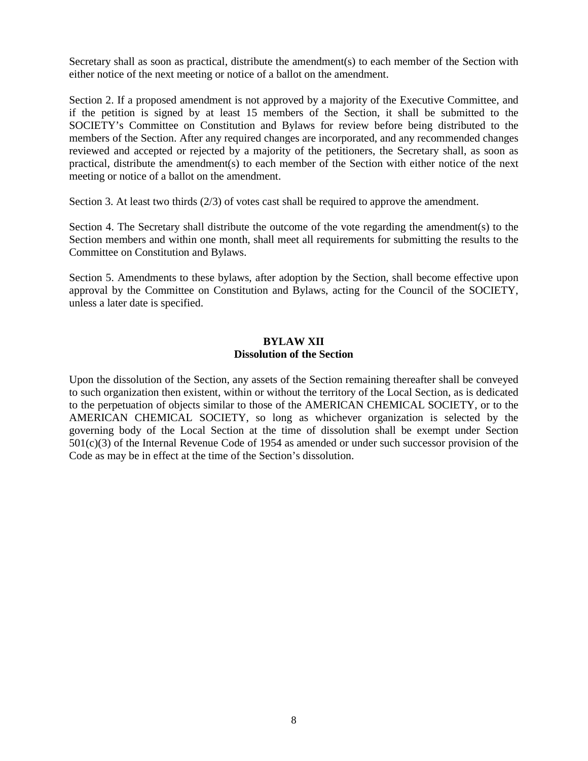Secretary shall as soon as practical, distribute the amendment(s) to each member of the Section with either notice of the next meeting or notice of a ballot on the amendment.

Section 2. If a proposed amendment is not approved by a majority of the Executive Committee, and if the petition is signed by at least 15 members of the Section, it shall be submitted to the SOCIETY's Committee on Constitution and Bylaws for review before being distributed to the members of the Section. After any required changes are incorporated, and any recommended changes reviewed and accepted or rejected by a majority of the petitioners, the Secretary shall, as soon as practical, distribute the amendment(s) to each member of the Section with either notice of the next meeting or notice of a ballot on the amendment.

Section 3. At least two thirds (2/3) of votes cast shall be required to approve the amendment.

Section 4. The Secretary shall distribute the outcome of the vote regarding the amendment(s) to the Section members and within one month, shall meet all requirements for submitting the results to the Committee on Constitution and Bylaws.

Section 5. Amendments to these bylaws, after adoption by the Section, shall become effective upon approval by the Committee on Constitution and Bylaws, acting for the Council of the SOCIETY, unless a later date is specified.

## BYLAW XII
## Dissolution of the Section

Upon the dissolution of the Section, any assets of the Section remaining thereafter shall be conveyed to such organization then existent, within or without the territory of the Local Section, as is dedicated to the perpetuation of objects similar to those of the AMERICAN CHEMICAL SOCIETY, or to the AMERICAN CHEMICAL SOCIETY, so long as whichever organization is selected by the governing body of the Local Section at the time of dissolution shall be exempt under Section 501(c)(3) of the Internal Revenue Code of 1954 as amended or under such successor provision of the Code as may be in effect at the time of the Section's dissolution.